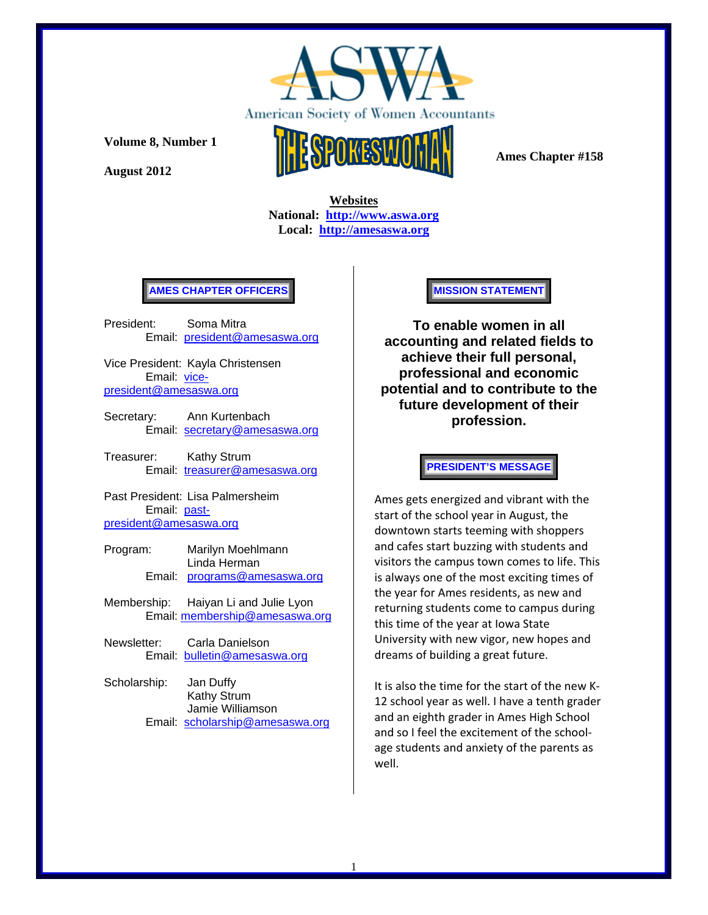# ASWA

American Society of Women Accountants

**Volume 8, Number 1**

**August 2012**

# THE SPOKESWOMAN

**Ames Chapter #158**

**Websites**

**National: http://www.aswa.org**

**Local: http://amesaswa.org**

## AMES CHAPTER OFFICERS

President: Soma Mitra
Email: president@amesaswa.org

Vice President: Kayla Christensen
Email: vice-president@amesaswa.org

Secretary: Ann Kurtenbach
Email: secretary@amesaswa.org

Treasurer: Kathy Strum
Email: treasurer@amesaswa.org

Past President: Lisa Palmersheim
Email: past-president@amesaswa.org

Program: Marilyn Moehlmann
Linda Herman
Email: programs@amesaswa.org

Membership: Haiyan Li and Julie Lyon
Email: membership@amesaswa.org

Newsletter: Carla Danielson
Email: bulletin@amesaswa.org

Scholarship: Jan Duffy
Kathy Strum
Jamie Williamson
Email: scholarship@amesaswa.org

## MISSION STATEMENT

**To enable women in all accounting and related fields to achieve their full personal, professional and economic potential and to contribute to the future development of their profession.**

## PRESIDENT'S MESSAGE

Ames gets energized and vibrant with the start of the school year in August, the downtown starts teeming with shoppers and cafes start buzzing with students and visitors the campus town comes to life. This is always one of the most exciting times of the year for Ames residents, as new and returning students come to campus during this time of the year at Iowa State University with new vigor, new hopes and dreams of building a great future.

It is also the time for the start of the new K-12 school year as well. I have a tenth grader and an eighth grader in Ames High School and so I feel the excitement of the school-age students and anxiety of the parents as well.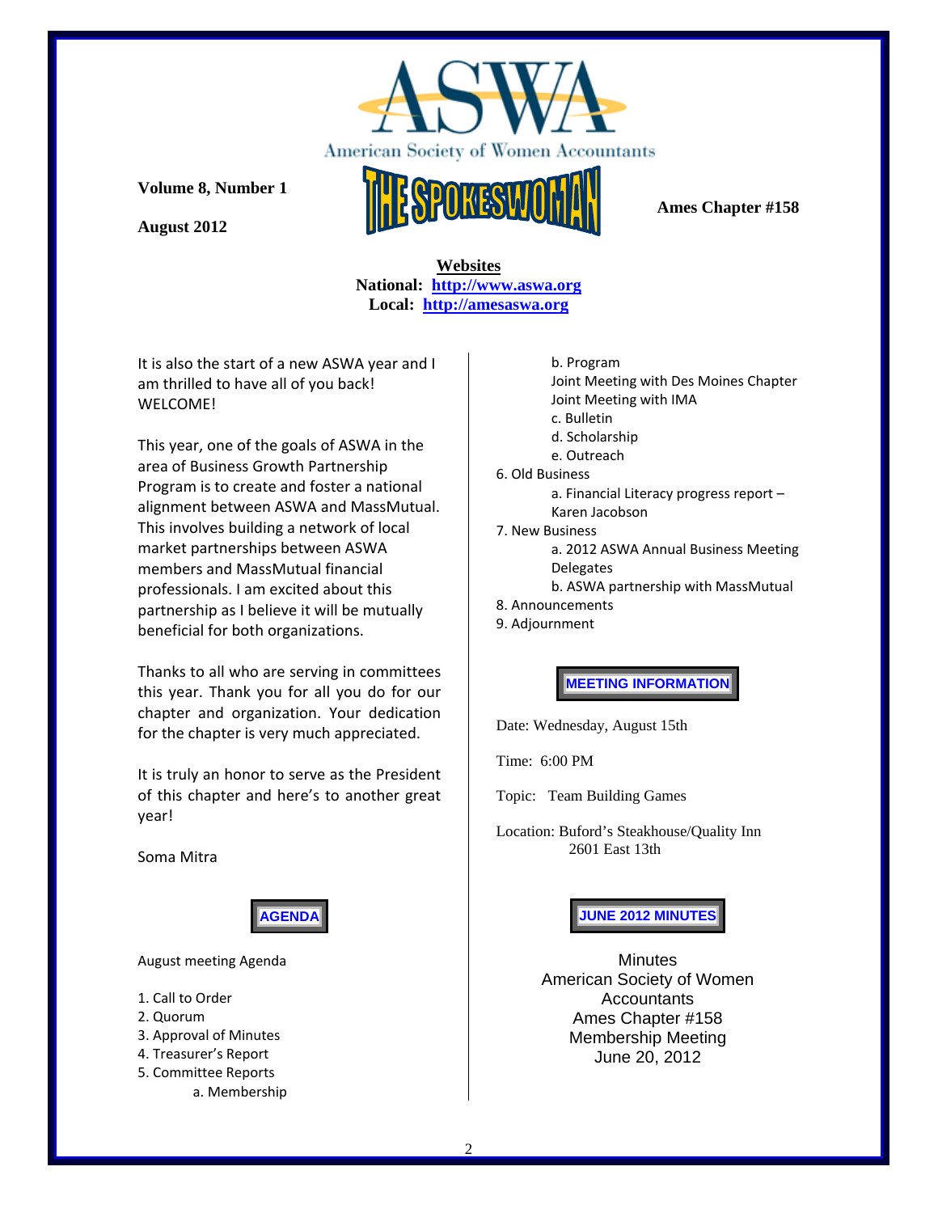American Society of Women Accountants

**Volume 8, Number 1**

**August 2012**

# THE SPOKESWOMAN

**Ames Chapter #158**

**Websites**
**National: http://www.aswa.org**
**Local: http://amesaswa.org**

It is also the start of a new ASWA year and I am thrilled to have all of you back! WELCOME!

This year, one of the goals of ASWA in the area of Business Growth Partnership Program is to create and foster a national alignment between ASWA and MassMutual. This involves building a network of local market partnerships between ASWA members and MassMutual financial professionals. I am excited about this partnership as I believe it will be mutually beneficial for both organizations.

Thanks to all who are serving in committees this year. Thank you for all you do for our chapter and organization. Your dedication for the chapter is very much appreciated.

It is truly an honor to serve as the President of this chapter and here's to another great year!

Soma Mitra

## AGENDA

August meeting Agenda

1. Call to Order
2. Quorum
3. Approval of Minutes
4. Treasurer's Report
5. Committee Reports
   - a. Membership
   - b. Program
     - Joint Meeting with Des Moines Chapter
     - Joint Meeting with IMA
   - c. Bulletin
   - d. Scholarship
   - e. Outreach
6. Old Business
   - a. Financial Literacy progress report – Karen Jacobson
7. New Business
   - a. 2012 ASWA Annual Business Meeting Delegates
   - b. ASWA partnership with MassMutual
8. Announcements
9. Adjournment

## MEETING INFORMATION

Date: Wednesday, August 15th

Time: 6:00 PM

Topic: Team Building Games

Location: Buford's Steakhouse/Quality Inn
2601 East 13th

## JUNE 2012 MINUTES

Minutes
American Society of Women Accountants
Ames Chapter #158
Membership Meeting
June 20, 2012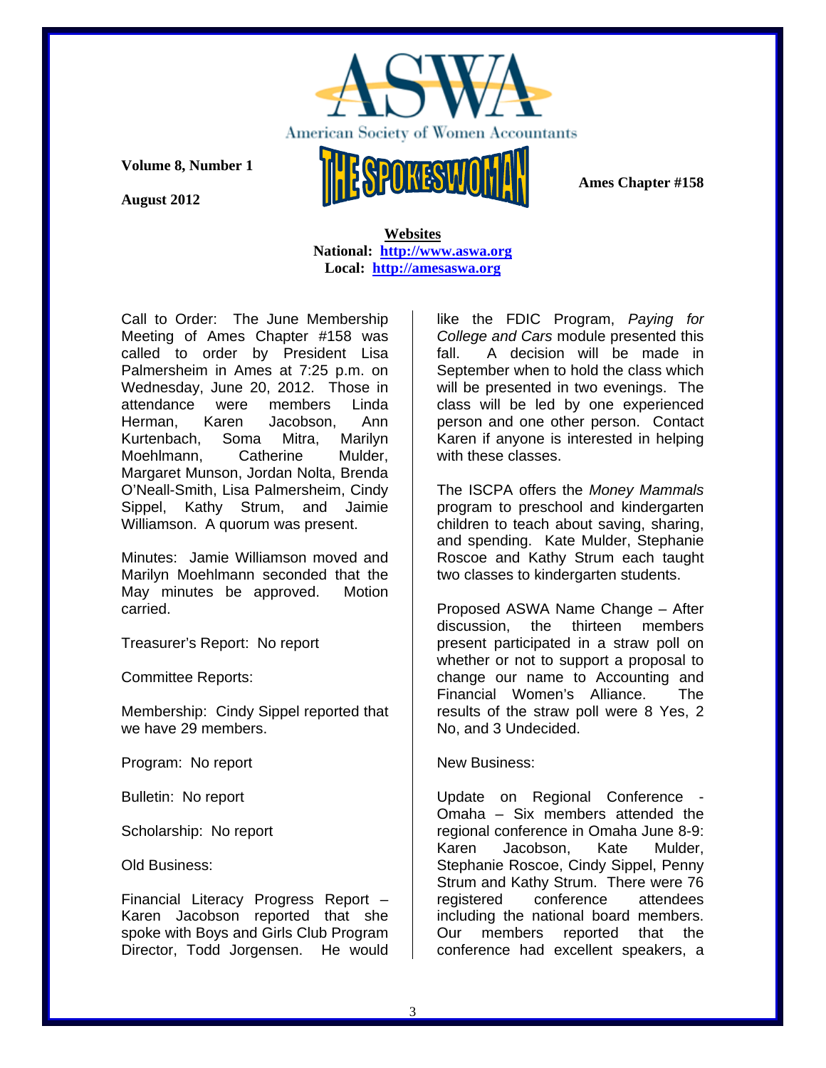**Volume 8, Number 1**

**August 2012**

American Society of Women Accountants

THE SPOKESWOMAN

**Ames Chapter #158**

**Websites**
**National: http://www.aswa.org**
**Local: http://amesaswa.org**

Call to Order: The June Membership Meeting of Ames Chapter #158 was called to order by President Lisa Palmersheim in Ames at 7:25 p.m. on Wednesday, June 20, 2012. Those in attendance were members Linda Herman, Karen Jacobson, Ann Kurtenbach, Soma Mitra, Marilyn Moehlmann, Catherine Mulder, Margaret Munson, Jordan Nolta, Brenda O'Neall-Smith, Lisa Palmersheim, Cindy Sippel, Kathy Strum, and Jaimie Williamson. A quorum was present.

Minutes: Jamie Williamson moved and Marilyn Moehlmann seconded that the May minutes be approved. Motion carried.

Treasurer's Report: No report

Committee Reports:

Membership: Cindy Sippel reported that we have 29 members.

Program: No report

Bulletin: No report

Scholarship: No report

Old Business:

Financial Literacy Progress Report – Karen Jacobson reported that she spoke with Boys and Girls Club Program Director, Todd Jorgensen. He would like the FDIC Program, *Paying for College and Cars* module presented this fall. A decision will be made in September when to hold the class which will be presented in two evenings. The class will be led by one experienced person and one other person. Contact Karen if anyone is interested in helping with these classes.

The ISCPA offers the *Money Mammals* program to preschool and kindergarten children to teach about saving, sharing, and spending. Kate Mulder, Stephanie Roscoe and Kathy Strum each taught two classes to kindergarten students.

Proposed ASWA Name Change – After discussion, the thirteen members present participated in a straw poll on whether or not to support a proposal to change our name to Accounting and Financial Women's Alliance. The results of the straw poll were 8 Yes, 2 No, and 3 Undecided.

New Business:

Update on Regional Conference - Omaha – Six members attended the regional conference in Omaha June 8-9: Karen Jacobson, Kate Mulder, Stephanie Roscoe, Cindy Sippel, Penny Strum and Kathy Strum. There were 76 registered conference attendees including the national board members. Our members reported that the conference had excellent speakers, a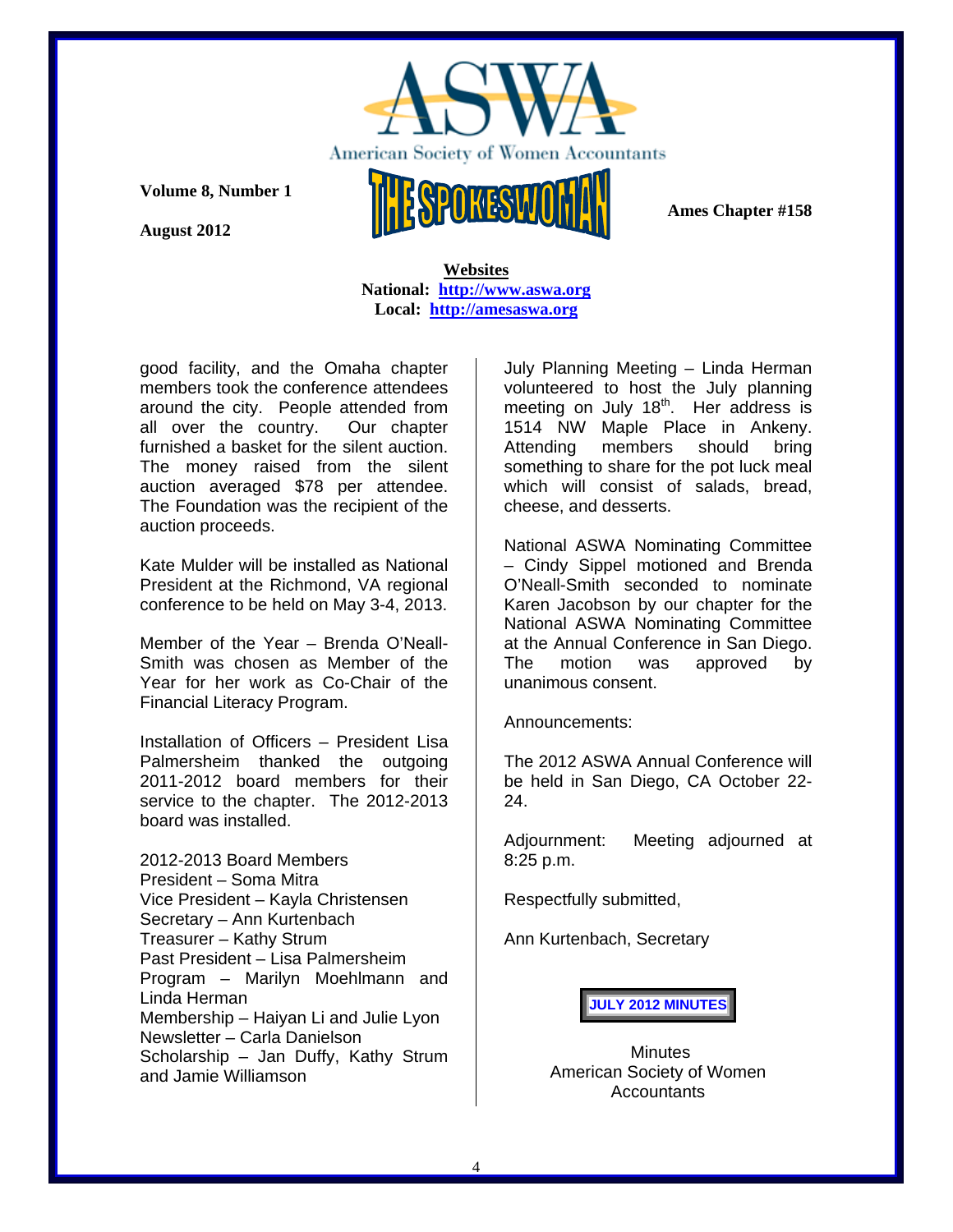**Websites**
**National: http://www.aswa.org**
**Local: http://amesaswa.org**

good facility, and the Omaha chapter members took the conference attendees around the city. People attended from all over the country. Our chapter furnished a basket for the silent auction. The money raised from the silent auction averaged $78 per attendee. The Foundation was the recipient of the auction proceeds.

Kate Mulder will be installed as National President at the Richmond, VA regional conference to be held on May 3-4, 2013.

Member of the Year – Brenda O'Neall-Smith was chosen as Member of the Year for her work as Co-Chair of the Financial Literacy Program.

Installation of Officers – President Lisa Palmersheim thanked the outgoing 2011-2012 board members for their service to the chapter. The 2012-2013 board was installed.

2012-2013 Board Members
President – Soma Mitra
Vice President – Kayla Christensen
Secretary – Ann Kurtenbach
Treasurer – Kathy Strum
Past President – Lisa Palmersheim
Program – Marilyn Moehlmann and Linda Herman
Membership – Haiyan Li and Julie Lyon
Newsletter – Carla Danielson
Scholarship – Jan Duffy, Kathy Strum and Jamie Williamson

July Planning Meeting – Linda Herman volunteered to host the July planning meeting on July 18th. Her address is 1514 NW Maple Place in Ankeny. Attending members should bring something to share for the pot luck meal which will consist of salads, bread, cheese, and desserts.

National ASWA Nominating Committee – Cindy Sippel motioned and Brenda O'Neall-Smith seconded to nominate Karen Jacobson by our chapter for the National ASWA Nominating Committee at the Annual Conference in San Diego. The motion was approved by unanimous consent.

Announcements:

The 2012 ASWA Annual Conference will be held in San Diego, CA October 22-24.

Adjournment: Meeting adjourned at 8:25 p.m.

Respectfully submitted,

Ann Kurtenbach, Secretary

**JULY 2012 MINUTES**

Minutes
American Society of Women Accountants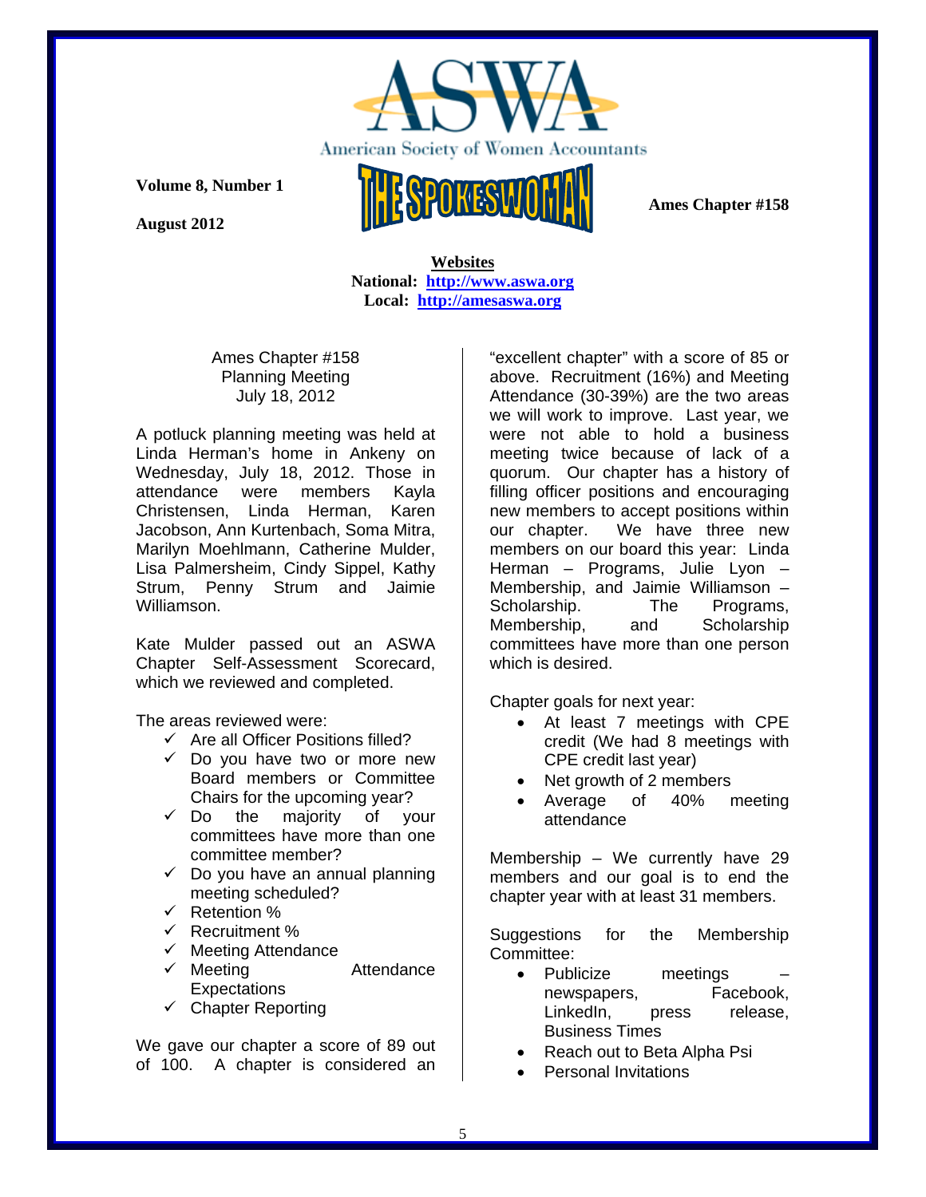**Volume 8, Number 1**

**August 2012**

**Ames Chapter #158**

**Websites**
**National: http://www.aswa.org**
**Local: http://amesaswa.org**

Ames Chapter #158
Planning Meeting
July 18, 2012

A potluck planning meeting was held at Linda Herman's home in Ankeny on Wednesday, July 18, 2012. Those in attendance were members Kayla Christensen, Linda Herman, Karen Jacobson, Ann Kurtenbach, Soma Mitra, Marilyn Moehlmann, Catherine Mulder, Lisa Palmersheim, Cindy Sippel, Kathy Strum, Penny Strum and Jaimie Williamson.

Kate Mulder passed out an ASWA Chapter Self-Assessment Scorecard, which we reviewed and completed.

The areas reviewed were:

- ✓ Are all Officer Positions filled?
- ✓ Do you have two or more new Board members or Committee Chairs for the upcoming year?
- ✓ Do the majority of your committees have more than one committee member?
- ✓ Do you have an annual planning meeting scheduled?
- ✓ Retention %
- ✓ Recruitment %
- ✓ Meeting Attendance
- ✓ Meeting Attendance Expectations
- ✓ Chapter Reporting

We gave our chapter a score of 89 out of 100. A chapter is considered an "excellent chapter" with a score of 85 or above. Recruitment (16%) and Meeting Attendance (30-39%) are the two areas we will work to improve. Last year, we were not able to hold a business meeting twice because of lack of a quorum. Our chapter has a history of filling officer positions and encouraging new members to accept positions within our chapter. We have three new members on our board this year: Linda Herman – Programs, Julie Lyon – Membership, and Jaimie Williamson – Scholarship. The Programs, Membership, and Scholarship committees have more than one person which is desired.

Chapter goals for next year:

- At least 7 meetings with CPE credit (We had 8 meetings with CPE credit last year)
- Net growth of 2 members
- Average of 40% meeting attendance

Membership – We currently have 29 members and our goal is to end the chapter year with at least 31 members.

Suggestions for the Membership Committee:

- Publicize meetings – newspapers, Facebook, LinkedIn, press release, Business Times
- Reach out to Beta Alpha Psi
- Personal Invitations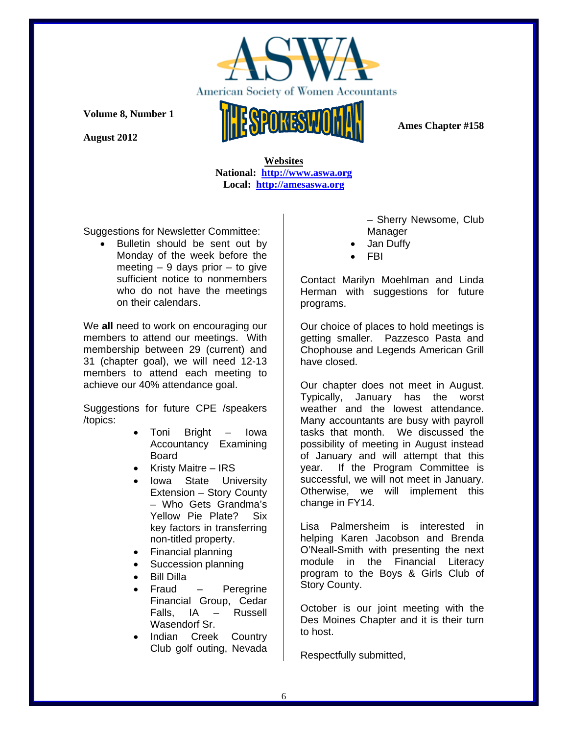**Websites**
**National: [http://www.aswa.org](http://www.aswa.org)**
**Local: [http://amesaswa.org](http://amesaswa.org)**

Suggestions for Newsletter Committee:

- Bulletin should be sent out by Monday of the week before the meeting – 9 days prior – to give sufficient notice to nonmembers who do not have the meetings on their calendars.

We **all** need to work on encouraging our members to attend our meetings. With membership between 29 (current) and 31 (chapter goal), we will need 12-13 members to attend each meeting to achieve our 40% attendance goal.

Suggestions for future CPE /speakers /topics:

- Toni Bright – Iowa Accountancy Examining Board
- Kristy Maitre – IRS
- Iowa State University Extension – Story County – Who Gets Grandma's Yellow Pie Plate? Six key factors in transferring non-titled property.
- Financial planning
- Succession planning
- Bill Dilla
- Fraud – Peregrine Financial Group, Cedar Falls, IA – Russell Wasendorf Sr.
- Indian Creek Country Club golf outing, Nevada – Sherry Newsome, Club Manager
- Jan Duffy
- FBI

Contact Marilyn Moehlman and Linda Herman with suggestions for future programs.

Our choice of places to hold meetings is getting smaller. Pazzesco Pasta and Chophouse and Legends American Grill have closed.

Our chapter does not meet in August. Typically, January has the worst weather and the lowest attendance. Many accountants are busy with payroll tasks that month. We discussed the possibility of meeting in August instead of January and will attempt that this year. If the Program Committee is successful, we will not meet in January. Otherwise, we will implement this change in FY14.

Lisa Palmersheim is interested in helping Karen Jacobson and Brenda O'Neall-Smith with presenting the next module in the Financial Literacy program to the Boys & Girls Club of Story County.

October is our joint meeting with the Des Moines Chapter and it is their turn to host.

Respectfully submitted,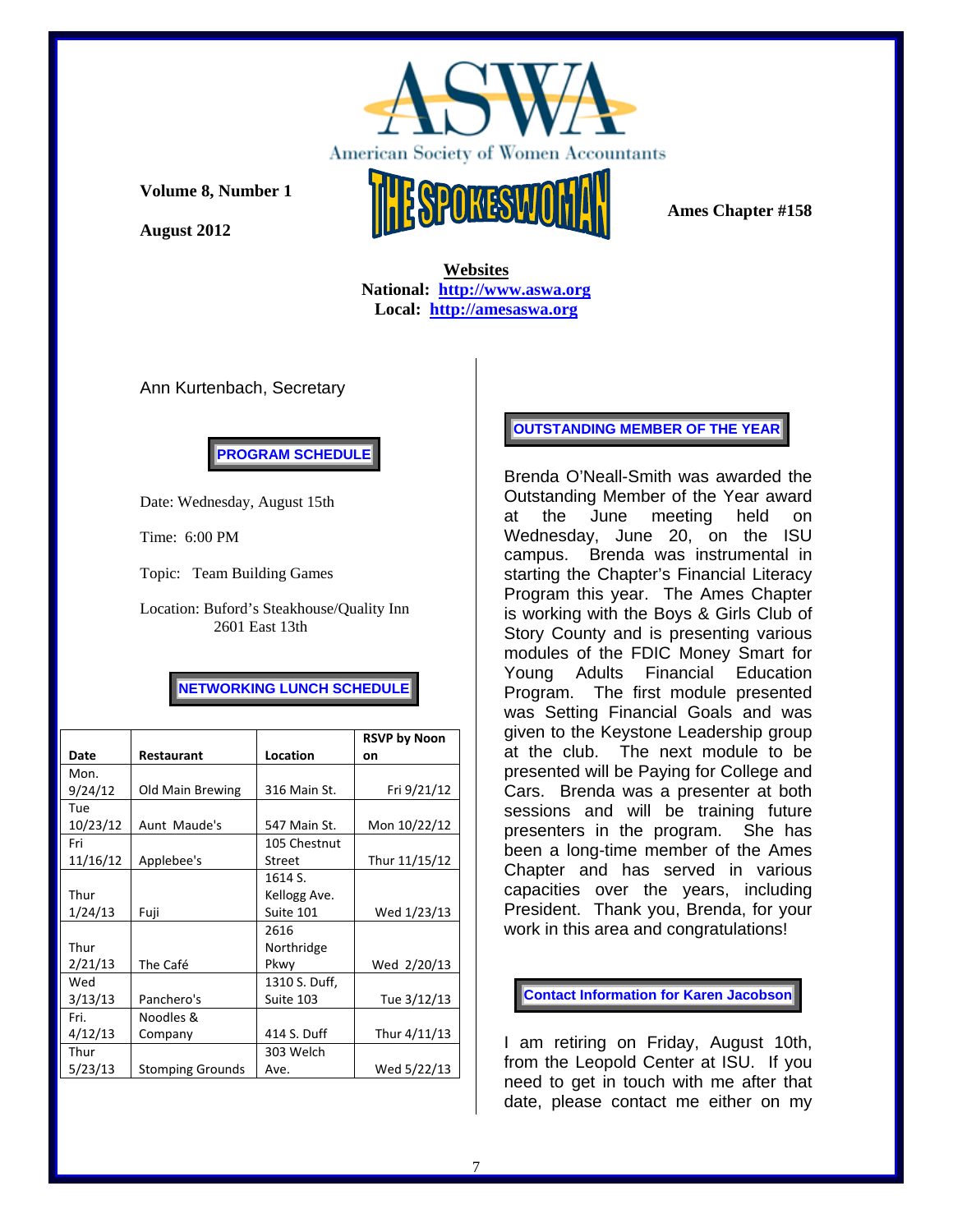# ASWA

American Society of Women Accountants

**Volume 8, Number 1**

**August 2012**

# THE SPOKESWOMAN

**Ames Chapter #158**

**Websites**
**National: http://www.aswa.org**
**Local: http://amesaswa.org**

Ann Kurtenbach, Secretary

## PROGRAM SCHEDULE

Date: Wednesday, August 15th

Time: 6:00 PM

Topic: Team Building Games

Location: Buford's Steakhouse/Quality Inn
2601 East 13th

## NETWORKING LUNCH SCHEDULE

| Date | Restaurant | Location | RSVP by Noon on |
|---|---|---|---|
| Mon. 9/24/12 | Old Main Brewing | 316 Main St. | Fri 9/21/12 |
| Tue 10/23/12 | Aunt Maude's | 547 Main St. | Mon 10/22/12 |
| Fri 11/16/12 | Applebee's | 105 Chestnut Street | Thur 11/15/12 |
| Thur 1/24/13 | Fuji | 1614 S. Kellogg Ave. Suite 101 | Wed 1/23/13 |
| Thur 2/21/13 | The Café | 2616 Northridge Pkwy | Wed 2/20/13 |
| Wed 3/13/13 | Panchero's | 1310 S. Duff, Suite 103 | Tue 3/12/13 |
| Fri. 4/12/13 | Noodles & Company | 414 S. Duff | Thur 4/11/13 |
| Thur 5/23/13 | Stomping Grounds | 303 Welch Ave. | Wed 5/22/13 |

## OUTSTANDING MEMBER OF THE YEAR

Brenda O'Neall-Smith was awarded the Outstanding Member of the Year award at the June meeting held on Wednesday, June 20, on the ISU campus. Brenda was instrumental in starting the Chapter's Financial Literacy Program this year. The Ames Chapter is working with the Boys & Girls Club of Story County and is presenting various modules of the FDIC Money Smart for Young Adults Financial Education Program. The first module presented was Setting Financial Goals and was given to the Keystone Leadership group at the club. The next module to be presented will be Paying for College and Cars. Brenda was a presenter at both sessions and will be training future presenters in the program. She has been a long-time member of the Ames Chapter and has served in various capacities over the years, including President. Thank you, Brenda, for your work in this area and congratulations!

## Contact Information for Karen Jacobson

I am retiring on Friday, August 10th, from the Leopold Center at ISU. If you need to get in touch with me after that date, please contact me either on my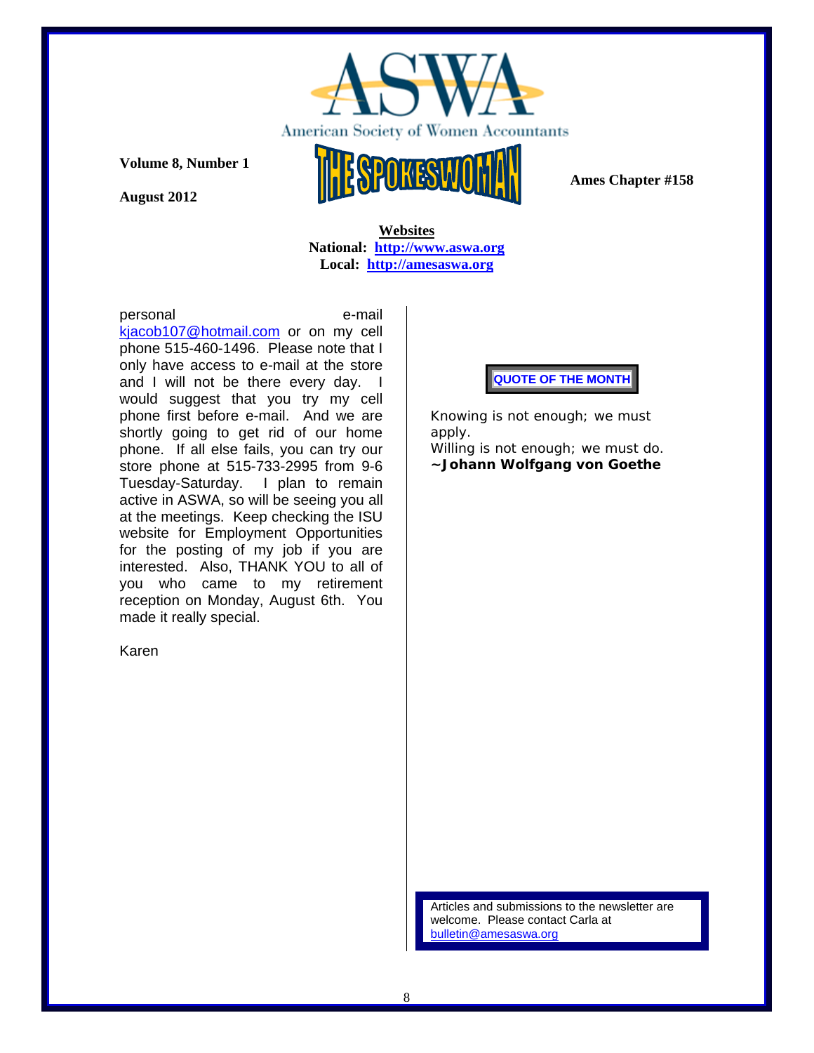**Volume 8, Number 1**

**August 2012**

American Society of Women Accountants

THE SPOKESWOMAN

**Ames Chapter #158**

**Websites**
**National: [http://www.aswa.org](http://www.aswa.org)**
**Local: [http://amesaswa.org](http://amesaswa.org)**

personal e-mail [kjacob107@hotmail.com](mailto:kjacob107@hotmail.com) or on my cell phone 515-460-1496. Please note that I only have access to e-mail at the store and I will not be there every day. I would suggest that you try my cell phone first before e-mail. And we are shortly going to get rid of our home phone. If all else fails, you can try our store phone at 515-733-2995 from 9-6 Tuesday-Saturday. I plan to remain active in ASWA, so will be seeing you all at the meetings. Keep checking the ISU website for Employment Opportunities for the posting of my job if you are interested. Also, THANK YOU to all of you who came to my retirement reception on Monday, August 6th. You made it really special.

Karen

**QUOTE OF THE MONTH**

Knowing is not enough; we must apply.
Willing is not enough; we must do.
**~Johann Wolfgang von Goethe**

Articles and submissions to the newsletter are welcome. Please contact Carla at [bulletin@amesaswa.org](mailto:bulletin@amesaswa.org)